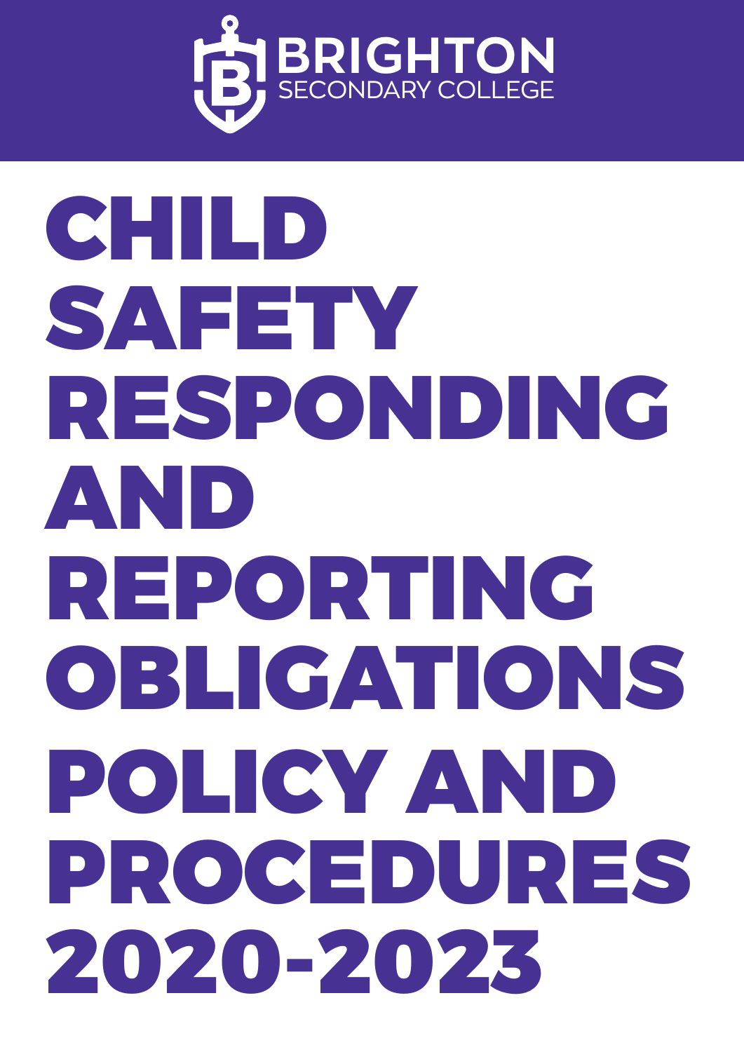BRIGHTON
SECONDARY COLLEGE

# CHILD SAFETY RESPONDING AND REPORTING OBLIGATIONS POLICY AND PROCEDURES 2020-2023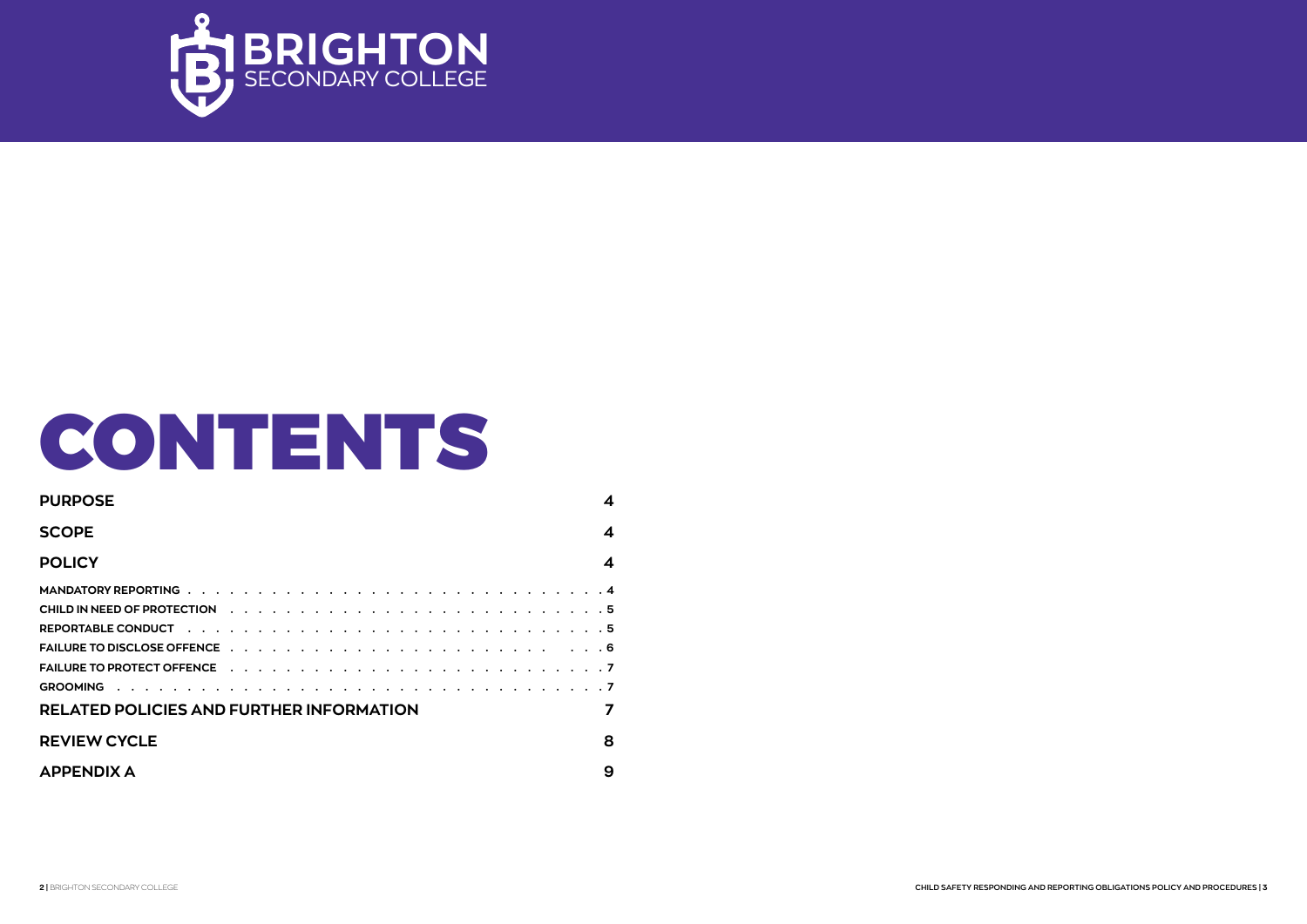# CONTENTS

| | |
|---|---|
| **PURPOSE** | **4** |
| **SCOPE** | **4** |
| **POLICY** | **4** |
| MANDATORY REPORTING | 4 |
| CHILD IN NEED OF PROTECTION | 5 |
| REPORTABLE CONDUCT | 5 |
| FAILURE TO DISCLOSE OFFENCE | 6 |
| FAILURE TO PROTECT OFFENCE | 7 |
| GROOMING | 7 |
| **RELATED POLICIES AND FURTHER INFORMATION** | **7** |
| **REVIEW CYCLE** | **8** |
| **APPENDIX A** | **9** |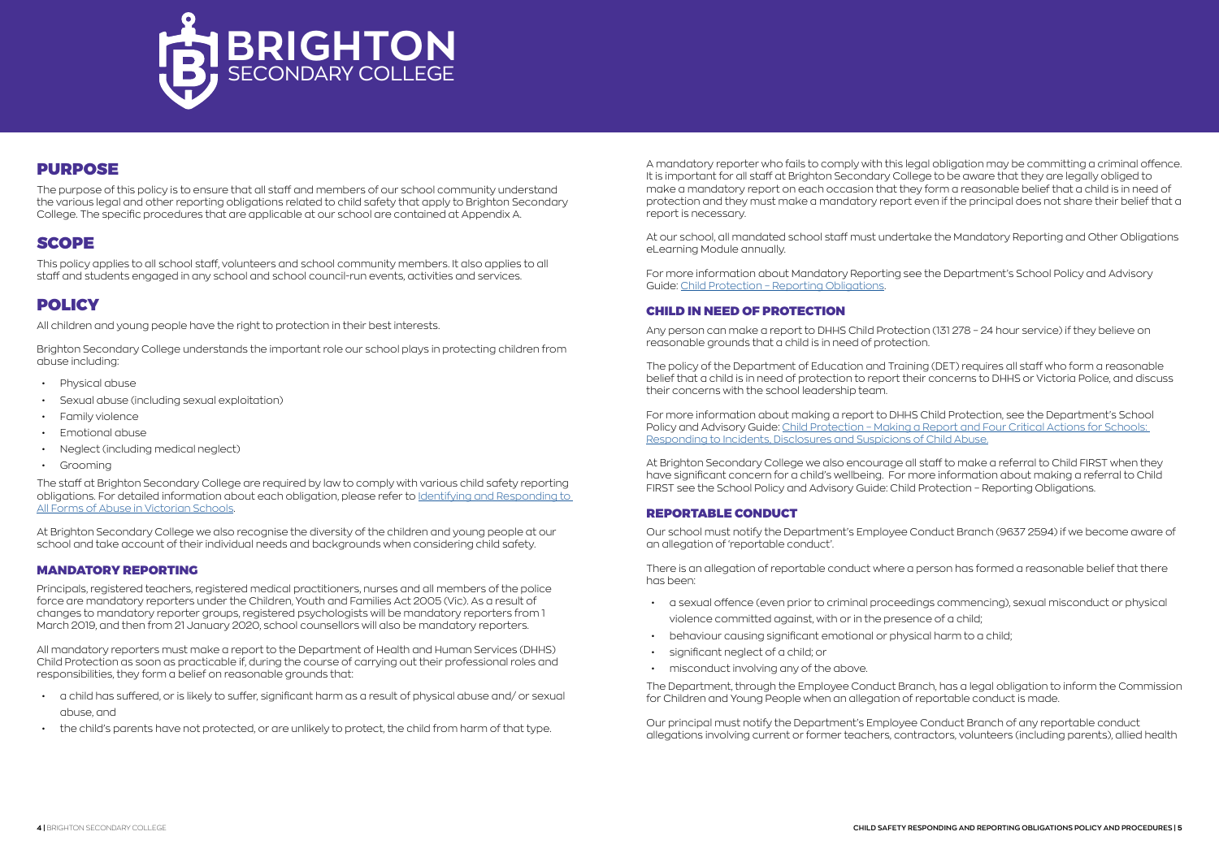## PURPOSE

The purpose of this policy is to ensure that all staff and members of our school community understand the various legal and other reporting obligations related to child safety that apply to Brighton Secondary College. The specific procedures that are applicable at our school are contained at Appendix A.

## SCOPE

This policy applies to all school staff, volunteers and school community members. It also applies to all staff and students engaged in any school and school council-run events, activities and services.

## POLICY

All children and young people have the right to protection in their best interests.

Brighton Secondary College understands the important role our school plays in protecting children from abuse including:

- Physical abuse
- Sexual abuse (including sexual exploitation)
- Family violence
- Emotional abuse
- Neglect (including medical neglect)
- Grooming

The staff at Brighton Secondary College are required by law to comply with various child safety reporting obligations. For detailed information about each obligation, please refer to Identifying and Responding to All Forms of Abuse in Victorian Schools.

At Brighton Secondary College we also recognise the diversity of the children and young people at our school and take account of their individual needs and backgrounds when considering child safety.

### MANDATORY REPORTING

Principals, registered teachers, registered medical practitioners, nurses and all members of the police force are mandatory reporters under the Children, Youth and Families Act 2005 (Vic). As a result of changes to mandatory reporter groups, registered psychologists will be mandatory reporters from 1 March 2019, and then from 21 January 2020, school counsellors will also be mandatory reporters.

All mandatory reporters must make a report to the Department of Health and Human Services (DHHS) Child Protection as soon as practicable if, during the course of carrying out their professional roles and responsibilities, they form a belief on reasonable grounds that:

- a child has suffered, or is likely to suffer, significant harm as a result of physical abuse and/ or sexual abuse, and
- the child's parents have not protected, or are unlikely to protect, the child from harm of that type.

A mandatory reporter who fails to comply with this legal obligation may be committing a criminal offence. It is important for all staff at Brighton Secondary College to be aware that they are legally obliged to make a mandatory report on each occasion that they form a reasonable belief that a child is in need of protection and they must make a mandatory report even if the principal does not share their belief that a report is necessary.

At our school, all mandated school staff must undertake the Mandatory Reporting and Other Obligations eLearning Module annually.

For more information about Mandatory Reporting see the Department's School Policy and Advisory Guide: Child Protection – Reporting Obligations.

### CHILD IN NEED OF PROTECTION

Any person can make a report to DHHS Child Protection (131 278 – 24 hour service) if they believe on reasonable grounds that a child is in need of protection.

The policy of the Department of Education and Training (DET) requires all staff who form a reasonable belief that a child is in need of protection to report their concerns to DHHS or Victoria Police, and discuss their concerns with the school leadership team.

For more information about making a report to DHHS Child Protection, see the Department's School Policy and Advisory Guide: Child Protection – Making a Report and Four Critical Actions for Schools: Responding to Incidents, Disclosures and Suspicions of Child Abuse.

At Brighton Secondary College we also encourage all staff to make a referral to Child FIRST when they have significant concern for a child's wellbeing. For more information about making a referral to Child FIRST see the School Policy and Advisory Guide: Child Protection – Reporting Obligations.

### REPORTABLE CONDUCT

Our school must notify the Department's Employee Conduct Branch (9637 2594) if we become aware of an allegation of 'reportable conduct'.

There is an allegation of reportable conduct where a person has formed a reasonable belief that there has been:

- a sexual offence (even prior to criminal proceedings commencing), sexual misconduct or physical violence committed against, with or in the presence of a child;
- behaviour causing significant emotional or physical harm to a child;
- significant neglect of a child; or
- misconduct involving any of the above.

The Department, through the Employee Conduct Branch, has a legal obligation to inform the Commission for Children and Young People when an allegation of reportable conduct is made.

Our principal must notify the Department's Employee Conduct Branch of any reportable conduct allegations involving current or former teachers, contractors, volunteers (including parents), allied health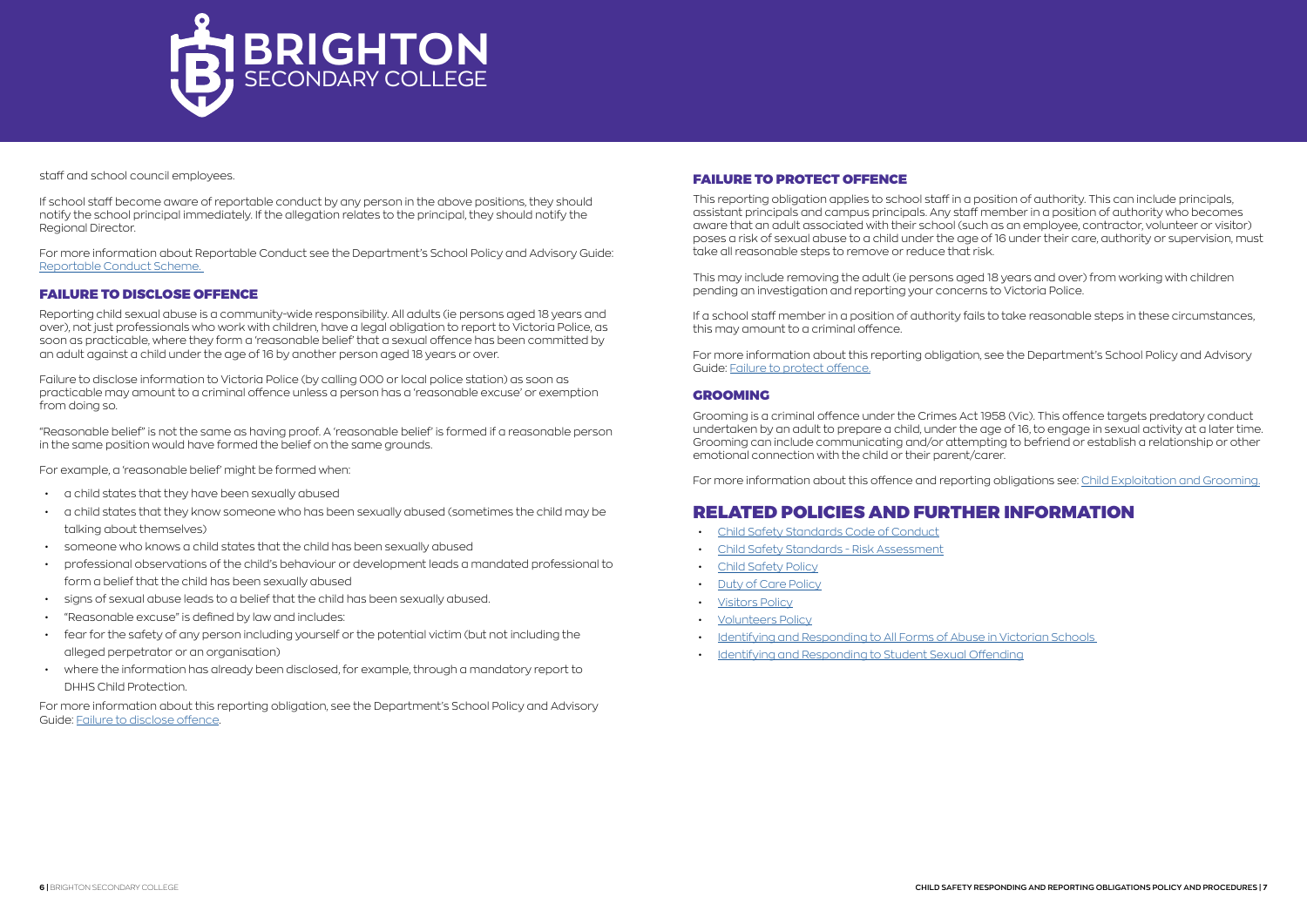staff and school council employees.

If school staff become aware of reportable conduct by any person in the above positions, they should notify the school principal immediately. If the allegation relates to the principal, they should notify the Regional Director.

For more information about Reportable Conduct see the Department's School Policy and Advisory Guide: [Reportable Conduct Scheme.](#)

## FAILURE TO DISCLOSE OFFENCE

Reporting child sexual abuse is a community-wide responsibility. All adults (ie persons aged 18 years and over), not just professionals who work with children, have a legal obligation to report to Victoria Police, as soon as practicable, where they form a 'reasonable belief' that a sexual offence has been committed by an adult against a child under the age of 16 by another person aged 18 years or over.

Failure to disclose information to Victoria Police (by calling 000 or local police station) as soon as practicable may amount to a criminal offence unless a person has a 'reasonable excuse' or exemption from doing so.

"Reasonable belief" is not the same as having proof. A 'reasonable belief' is formed if a reasonable person in the same position would have formed the belief on the same grounds.

For example, a 'reasonable belief' might be formed when:

- a child states that they have been sexually abused
- a child states that they know someone who has been sexually abused (sometimes the child may be talking about themselves)
- someone who knows a child states that the child has been sexually abused
- professional observations of the child's behaviour or development leads a mandated professional to form a belief that the child has been sexually abused
- signs of sexual abuse leads to a belief that the child has been sexually abused.
- "Reasonable excuse" is defined by law and includes:
- fear for the safety of any person including yourself or the potential victim (but not including the alleged perpetrator or an organisation)
- where the information has already been disclosed, for example, through a mandatory report to DHHS Child Protection.

For more information about this reporting obligation, see the Department's School Policy and Advisory Guide: [Failure to disclose offence](#).

## FAILURE TO PROTECT OFFENCE

This reporting obligation applies to school staff in a position of authority. This can include principals, assistant principals and campus principals. Any staff member in a position of authority who becomes aware that an adult associated with their school (such as an employee, contractor, volunteer or visitor) poses a risk of sexual abuse to a child under the age of 16 under their care, authority or supervision, must take all reasonable steps to remove or reduce that risk.

This may include removing the adult (ie persons aged 18 years and over) from working with children pending an investigation and reporting your concerns to Victoria Police.

If a school staff member in a position of authority fails to take reasonable steps in these circumstances, this may amount to a criminal offence.

For more information about this reporting obligation, see the Department's School Policy and Advisory Guide: [Failure to protect offence.](#)

## GROOMING

Grooming is a criminal offence under the Crimes Act 1958 (Vic). This offence targets predatory conduct undertaken by an adult to prepare a child, under the age of 16, to engage in sexual activity at a later time. Grooming can include communicating and/or attempting to befriend or establish a relationship or other emotional connection with the child or their parent/carer.

For more information about this offence and reporting obligations see: [Child Exploitation and Grooming.](#)

# RELATED POLICIES AND FURTHER INFORMATION

- [Child Safety Standards Code of Conduct](#)
- [Child Safety Standards - Risk Assessment](#)
- [Child Safety Policy](#)
- [Duty of Care Policy](#)
- [Visitors Policy](#)
- [Volunteers Policy](#)
- [Identifying and Responding to All Forms of Abuse in Victorian Schools](#)
- [Identifying and Responding to Student Sexual Offending](#)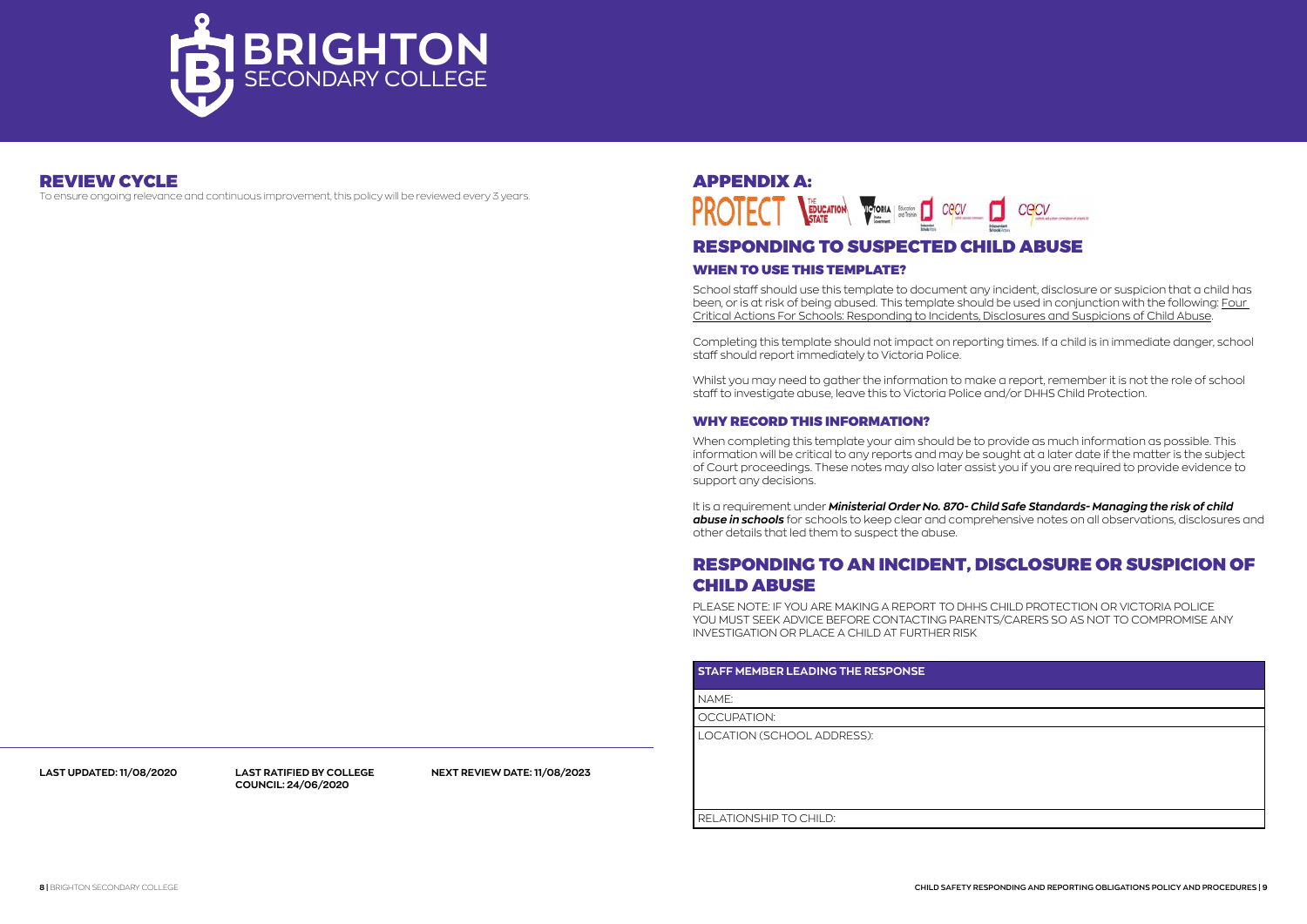## REVIEW CYCLE

To ensure ongoing relevance and continuous improvement, this policy will be reviewed every 3 years.

**LAST UPDATED: 11/08/2020** **LAST RATIFIED BY COLLEGE COUNCIL: 24/06/2020** **NEXT REVIEW DATE: 11/08/2023**

## APPENDIX A:

PROTECT

## RESPONDING TO SUSPECTED CHILD ABUSE

### WHEN TO USE THIS TEMPLATE?

School staff should use this template to document any incident, disclosure or suspicion that a child has been, or is at risk of being abused. This template should be used in conjunction with the following: Four Critical Actions For Schools: Responding to Incidents, Disclosures and Suspicions of Child Abuse.

Completing this template should not impact on reporting times. If a child is in immediate danger, school staff should report immediately to Victoria Police.

Whilst you may need to gather the information to make a report, remember it is not the role of school staff to investigate abuse, leave this to Victoria Police and/or DHHS Child Protection.

### WHY RECORD THIS INFORMATION?

When completing this template your aim should be to provide as much information as possible. This information will be critical to any reports and may be sought at a later date if the matter is the subject of Court proceedings. These notes may also later assist you if you are required to provide evidence to support any decisions.

It is a requirement under ***Ministerial Order No. 870- Child Safe Standards- Managing the risk of child abuse in schools*** for schools to keep clear and comprehensive notes on all observations, disclosures and other details that led them to suspect the abuse.

## RESPONDING TO AN INCIDENT, DISCLOSURE OR SUSPICION OF CHILD ABUSE

PLEASE NOTE: IF YOU ARE MAKING A REPORT TO DHHS CHILD PROTECTION OR VICTORIA POLICE YOU MUST SEEK ADVICE BEFORE CONTACTING PARENTS/CARERS SO AS NOT TO COMPROMISE ANY INVESTIGATION OR PLACE A CHILD AT FURTHER RISK

| STAFF MEMBER LEADING THE RESPONSE |
|---|
| NAME: |
| OCCUPATION: |
| LOCATION (SCHOOL ADDRESS): |
| RELATIONSHIP TO CHILD: |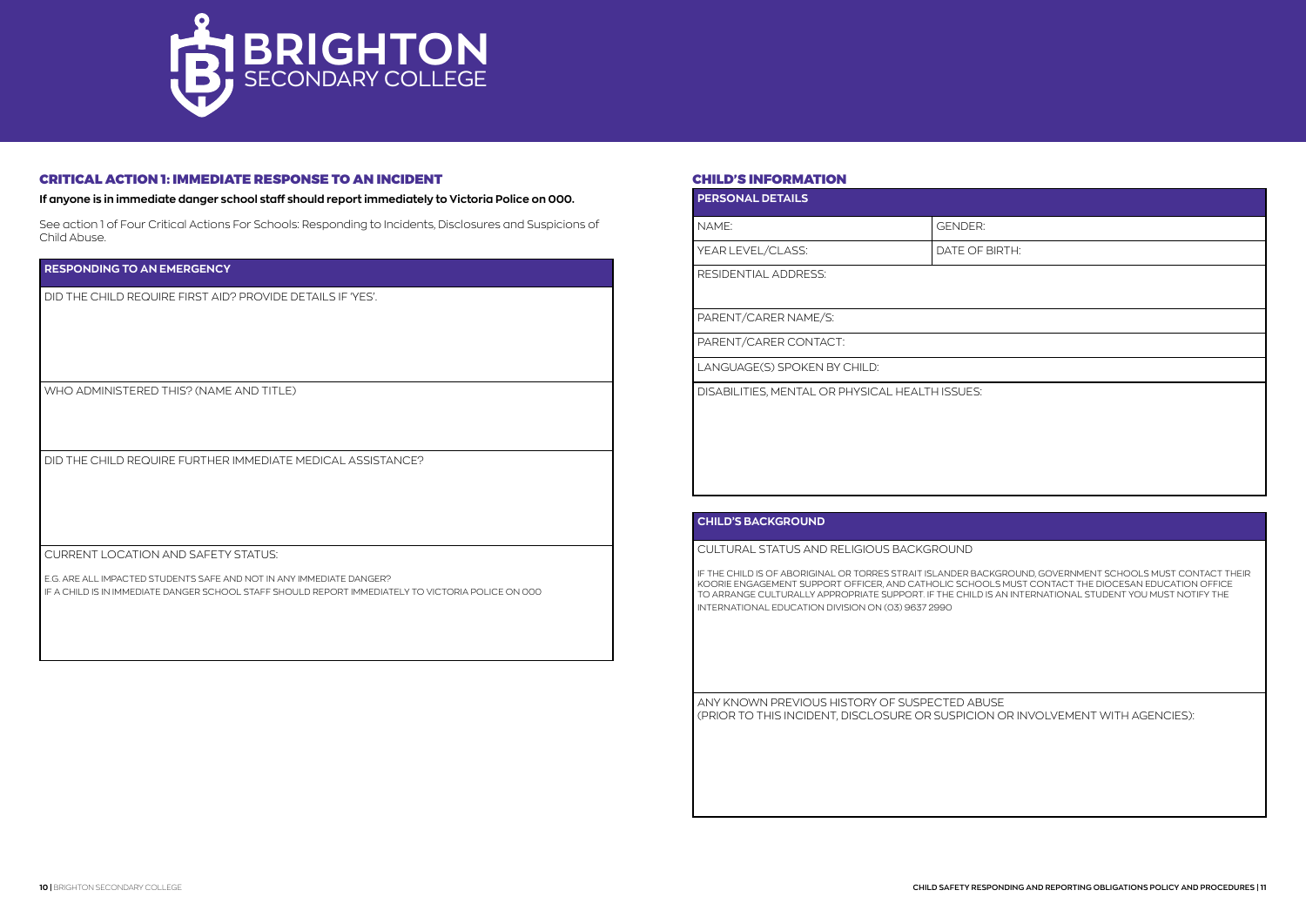## CRITICAL ACTION 1: IMMEDIATE RESPONSE TO AN INCIDENT

**If anyone is in immediate danger school staff should report immediately to Victoria Police on 000.**

See action 1 of Four Critical Actions For Schools: Responding to Incidents, Disclosures and Suspicions of Child Abuse.

| RESPONDING TO AN EMERGENCY |
|---|
| DID THE CHILD REQUIRE FIRST AID? PROVIDE DETAILS IF 'YES'. |
| WHO ADMINISTERED THIS? (NAME AND TITLE) |
| DID THE CHILD REQUIRE FURTHER IMMEDIATE MEDICAL ASSISTANCE? |
| CURRENT LOCATION AND SAFETY STATUS:<br><br>E.G. ARE ALL IMPACTED STUDENTS SAFE AND NOT IN ANY IMMEDIATE DANGER?<br>IF A CHILD IS IN IMMEDIATE DANGER SCHOOL STAFF SHOULD REPORT IMMEDIATELY TO VICTORIA POLICE ON 000 |

## CHILD'S INFORMATION

| PERSONAL DETAILS | |
|---|---|
| NAME: | GENDER: |
| YEAR LEVEL/CLASS: | DATE OF BIRTH: |
| RESIDENTIAL ADDRESS: | |
| PARENT/CARER NAME/S: | |
| PARENT/CARER CONTACT: | |
| LANGUAGE(S) SPOKEN BY CHILD: | |
| DISABILITIES, MENTAL OR PHYSICAL HEALTH ISSUES: | |

| CHILD'S BACKGROUND |
|---|
| CULTURAL STATUS AND RELIGIOUS BACKGROUND<br><br>IF THE CHILD IS OF ABORIGINAL OR TORRES STRAIT ISLANDER BACKGROUND, GOVERNMENT SCHOOLS MUST CONTACT THEIR KOORIE ENGAGEMENT SUPPORT OFFICER, AND CATHOLIC SCHOOLS MUST CONTACT THE DIOCESAN EDUCATION OFFICE TO ARRANGE CULTURALLY APPROPRIATE SUPPORT. IF THE CHILD IS AN INTERNATIONAL STUDENT YOU MUST NOTIFY THE INTERNATIONAL EDUCATION DIVISION ON (03) 9637 2990 |
| ANY KNOWN PREVIOUS HISTORY OF SUSPECTED ABUSE<br>(PRIOR TO THIS INCIDENT, DISCLOSURE OR SUSPICION OR INVOLVEMENT WITH AGENCIES): |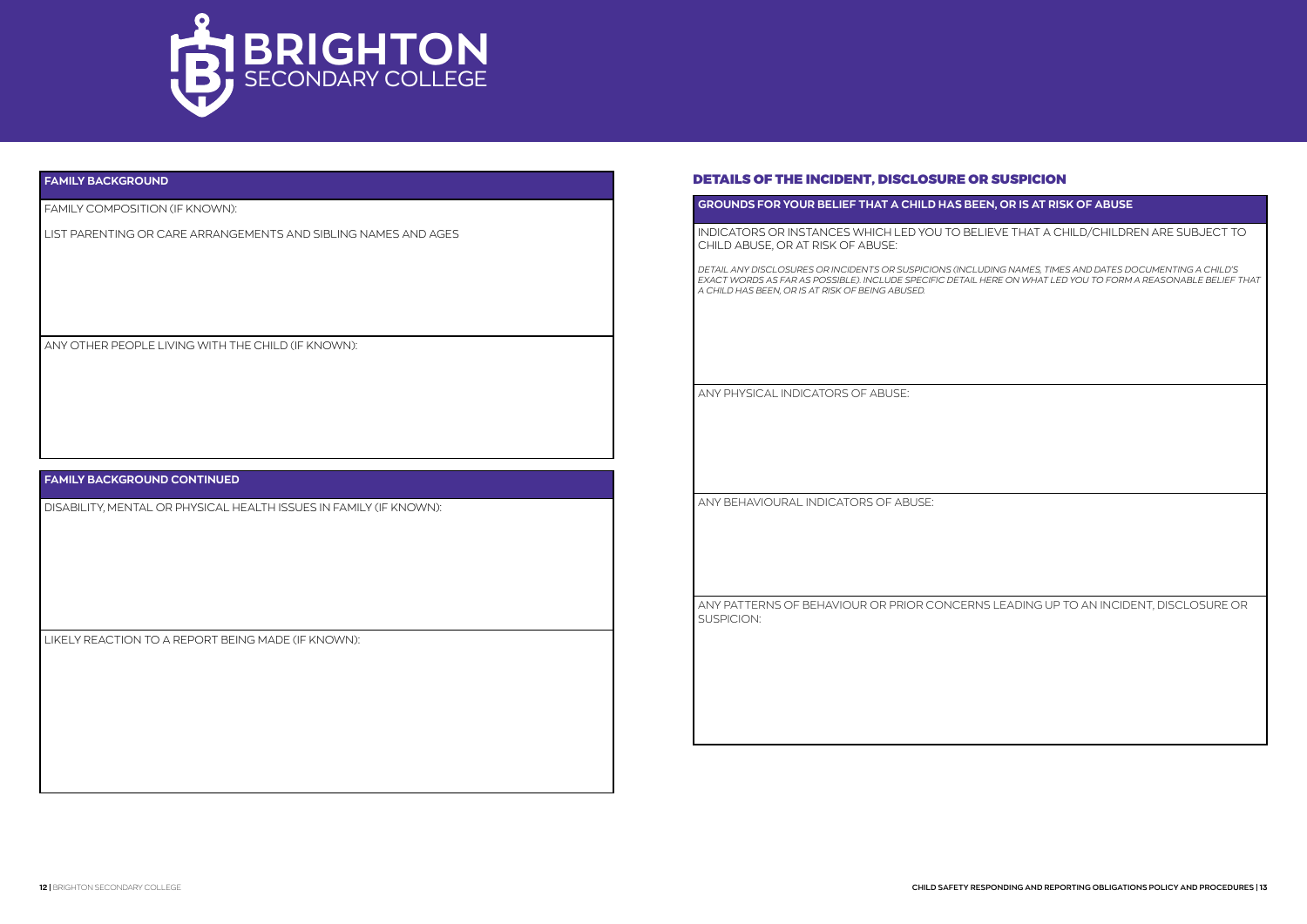**FAMILY BACKGROUND**

FAMILY COMPOSITION (IF KNOWN):

LIST PARENTING OR CARE ARRANGEMENTS AND SIBLING NAMES AND AGES

ANY OTHER PEOPLE LIVING WITH THE CHILD (IF KNOWN):

**FAMILY BACKGROUND CONTINUED**

DISABILITY, MENTAL OR PHYSICAL HEALTH ISSUES IN FAMILY (IF KNOWN):

LIKELY REACTION TO A REPORT BEING MADE (IF KNOWN):

## DETAILS OF THE INCIDENT, DISCLOSURE OR SUSPICION

**GROUNDS FOR YOUR BELIEF THAT A CHILD HAS BEEN, OR IS AT RISK OF ABUSE**

INDICATORS OR INSTANCES WHICH LED YOU TO BELIEVE THAT A CHILD/CHILDREN ARE SUBJECT TO CHILD ABUSE, OR AT RISK OF ABUSE:

*DETAIL ANY DISCLOSURES OR INCIDENTS OR SUSPICIONS (INCLUDING NAMES, TIMES AND DATES DOCUMENTING A CHILD'S EXACT WORDS AS FAR AS POSSIBLE). INCLUDE SPECIFIC DETAIL HERE ON WHAT LED YOU TO FORM A REASONABLE BELIEF THAT A CHILD HAS BEEN, OR IS AT RISK OF BEING ABUSED.*

ANY PHYSICAL INDICATORS OF ABUSE:

ANY BEHAVIOURAL INDICATORS OF ABUSE:

ANY PATTERNS OF BEHAVIOUR OR PRIOR CONCERNS LEADING UP TO AN INCIDENT, DISCLOSURE OR SUSPICION: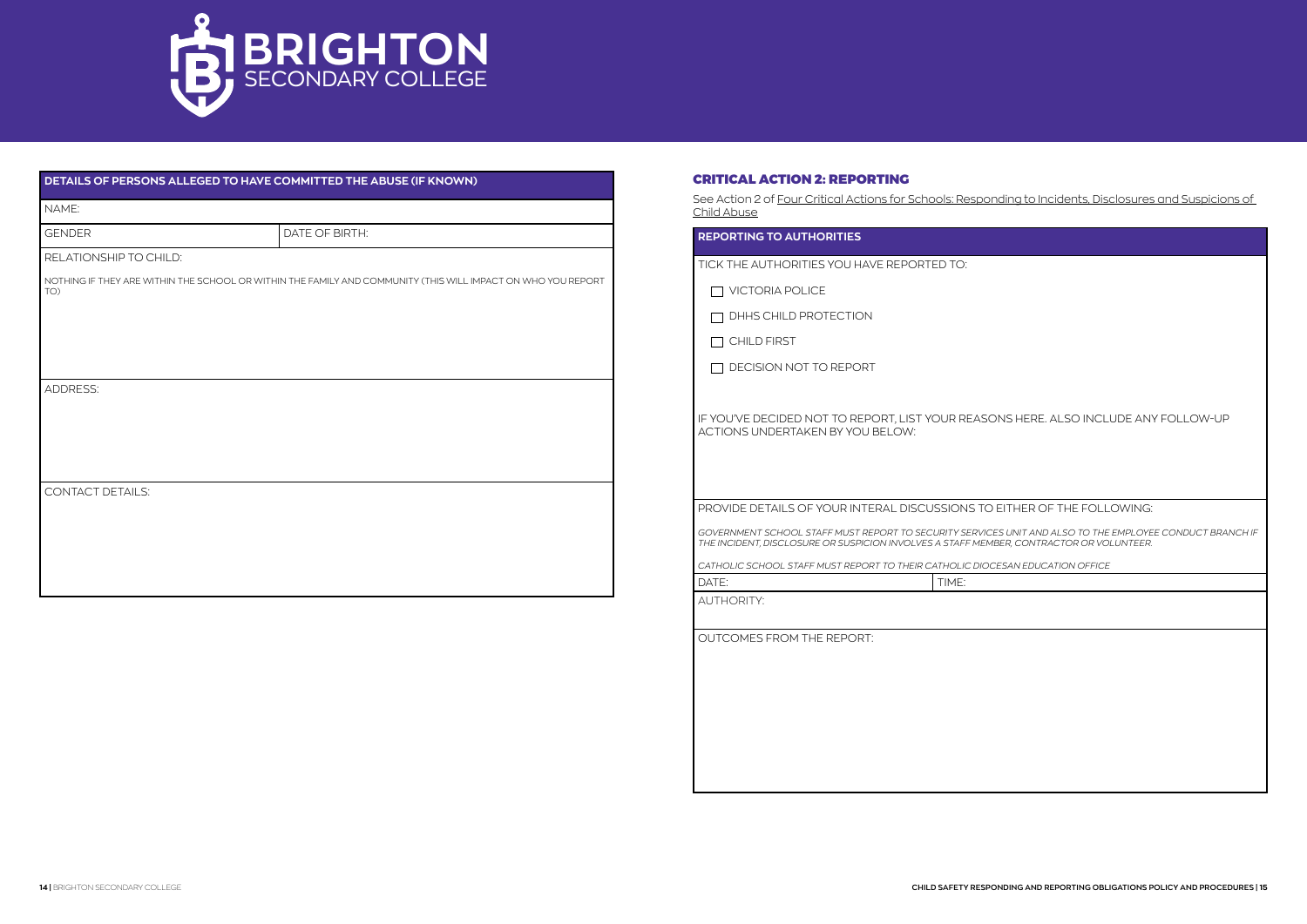| DETAILS OF PERSONS ALLEGED TO HAVE COMMITTED THE ABUSE (IF KNOWN) | |
|---|---|
| NAME: | |
| GENDER | DATE OF BIRTH: |
| RELATIONSHIP TO CHILD:<br><br>NOTHING IF THEY ARE WITHIN THE SCHOOL OR WITHIN THE FAMILY AND COMMUNITY (THIS WILL IMPACT ON WHO YOU REPORT TO) | |
| ADDRESS: | |
| CONTACT DETAILS: | |

### CRITICAL ACTION 2: REPORTING

See Action 2 of Four Critical Actions for Schools: Responding to Incidents, Disclosures and Suspicions of Child Abuse

| REPORTING TO AUTHORITIES | |
|---|---|
| TICK THE AUTHORITIES YOU HAVE REPORTED TO:<br><br>☐ VICTORIA POLICE<br><br>☐ DHHS CHILD PROTECTION<br><br>☐ CHILD FIRST<br><br>☐ DECISION NOT TO REPORT<br><br>IF YOU'VE DECIDED NOT TO REPORT, LIST YOUR REASONS HERE. ALSO INCLUDE ANY FOLLOW-UP ACTIONS UNDERTAKEN BY YOU BELOW: | |
| PROVIDE DETAILS OF YOUR INTERAL DISCUSSIONS TO EITHER OF THE FOLLOWING:<br><br>*GOVERNMENT SCHOOL STAFF MUST REPORT TO SECURITY SERVICES UNIT AND ALSO TO THE EMPLOYEE CONDUCT BRANCH IF THE INCIDENT, DISCLOSURE OR SUSPICION INVOLVES A STAFF MEMBER, CONTRACTOR OR VOLUNTEER.*<br><br>*CATHOLIC SCHOOL STAFF MUST REPORT TO THEIR CATHOLIC DIOCESAN EDUCATION OFFICE* | |
| DATE: | TIME: |
| AUTHORITY: | |
| OUTCOMES FROM THE REPORT: | |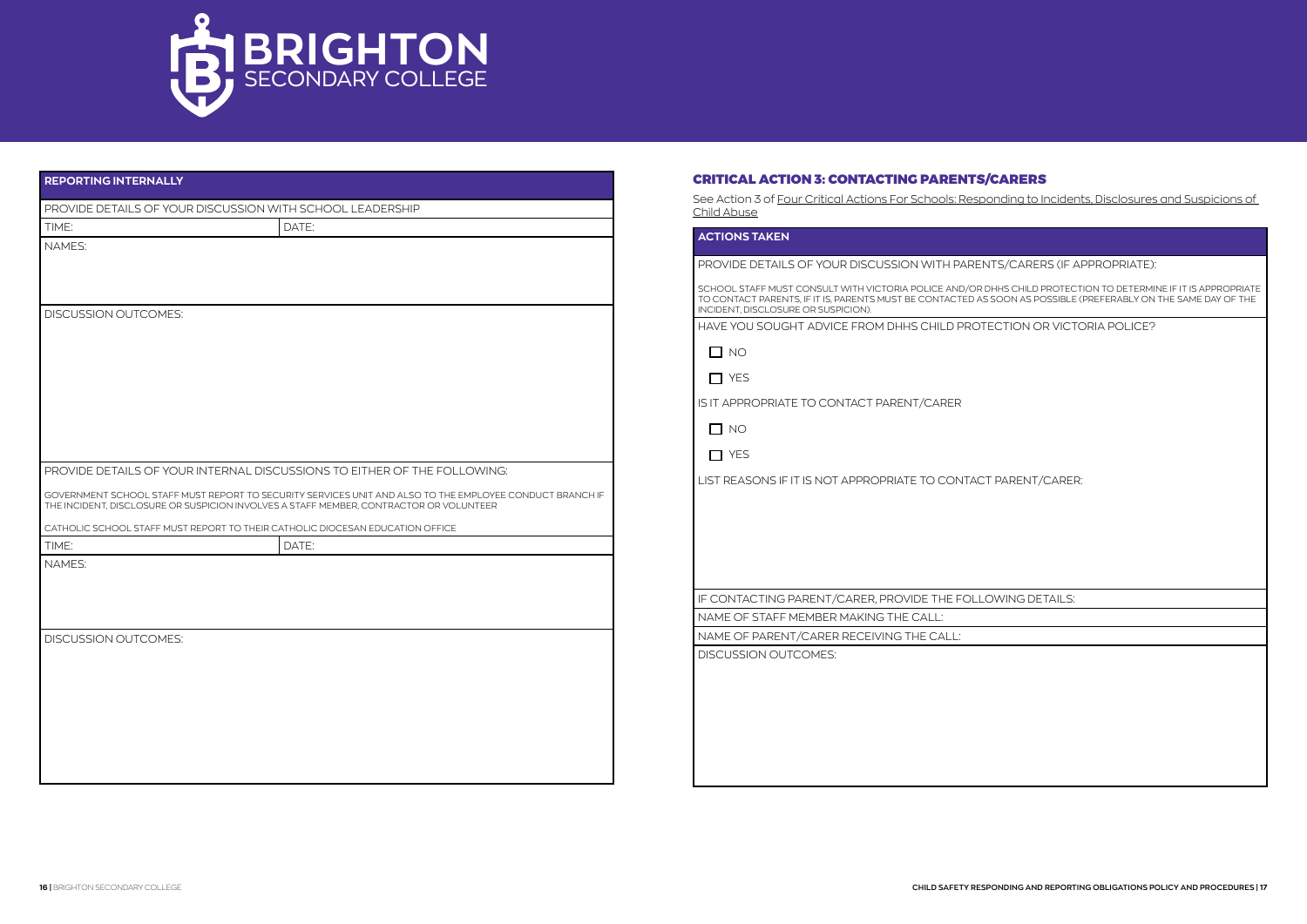# BRIGHTON SECONDARY COLLEGE

| REPORTING INTERNALLY | |
|---|---|
| PROVIDE DETAILS OF YOUR DISCUSSION WITH SCHOOL LEADERSHIP | |
| TIME: | DATE: |
| NAMES: | |
| DISCUSSION OUTCOMES: | |
| PROVIDE DETAILS OF YOUR INTERNAL DISCUSSIONS TO EITHER OF THE FOLLOWING:<br><br>GOVERNMENT SCHOOL STAFF MUST REPORT TO SECURITY SERVICES UNIT AND ALSO TO THE EMPLOYEE CONDUCT BRANCH IF THE INCIDENT, DISCLOSURE OR SUSPICION INVOLVES A STAFF MEMBER, CONTRACTOR OR VOLUNTEER<br><br>CATHOLIC SCHOOL STAFF MUST REPORT TO THEIR CATHOLIC DIOCESAN EDUCATION OFFICE | |
| TIME: | DATE: |
| NAMES: | |
| DISCUSSION OUTCOMES: | |

## CRITICAL ACTION 3: CONTACTING PARENTS/CARERS

See Action 3 of Four Critical Actions For Schools: Responding to Incidents, Disclosures and Suspicions of Child Abuse

| ACTIONS TAKEN |
|---|
| PROVIDE DETAILS OF YOUR DISCUSSION WITH PARENTS/CARERS (IF APPROPRIATE):<br><br>SCHOOL STAFF MUST CONSULT WITH VICTORIA POLICE AND/OR DHHS CHILD PROTECTION TO DETERMINE IF IT IS APPROPRIATE TO CONTACT PARENTS, IF IT IS, PARENTS MUST BE CONTACTED AS SOON AS POSSIBLE (PREFERABLY ON THE SAME DAY OF THE INCIDENT, DISCLOSURE OR SUSPICION). |
| HAVE YOU SOUGHT ADVICE FROM DHHS CHILD PROTECTION OR VICTORIA POLICE?<br><br>☐ NO<br><br>☐ YES<br><br>IS IT APPROPRIATE TO CONTACT PARENT/CARER<br><br>☐ NO<br><br>☐ YES<br><br>LIST REASONS IF IT IS NOT APPROPRIATE TO CONTACT PARENT/CARER: |
| IF CONTACTING PARENT/CARER, PROVIDE THE FOLLOWING DETAILS: |
| NAME OF STAFF MEMBER MAKING THE CALL: |
| NAME OF PARENT/CARER RECEIVING THE CALL: |
| DISCUSSION OUTCOMES: |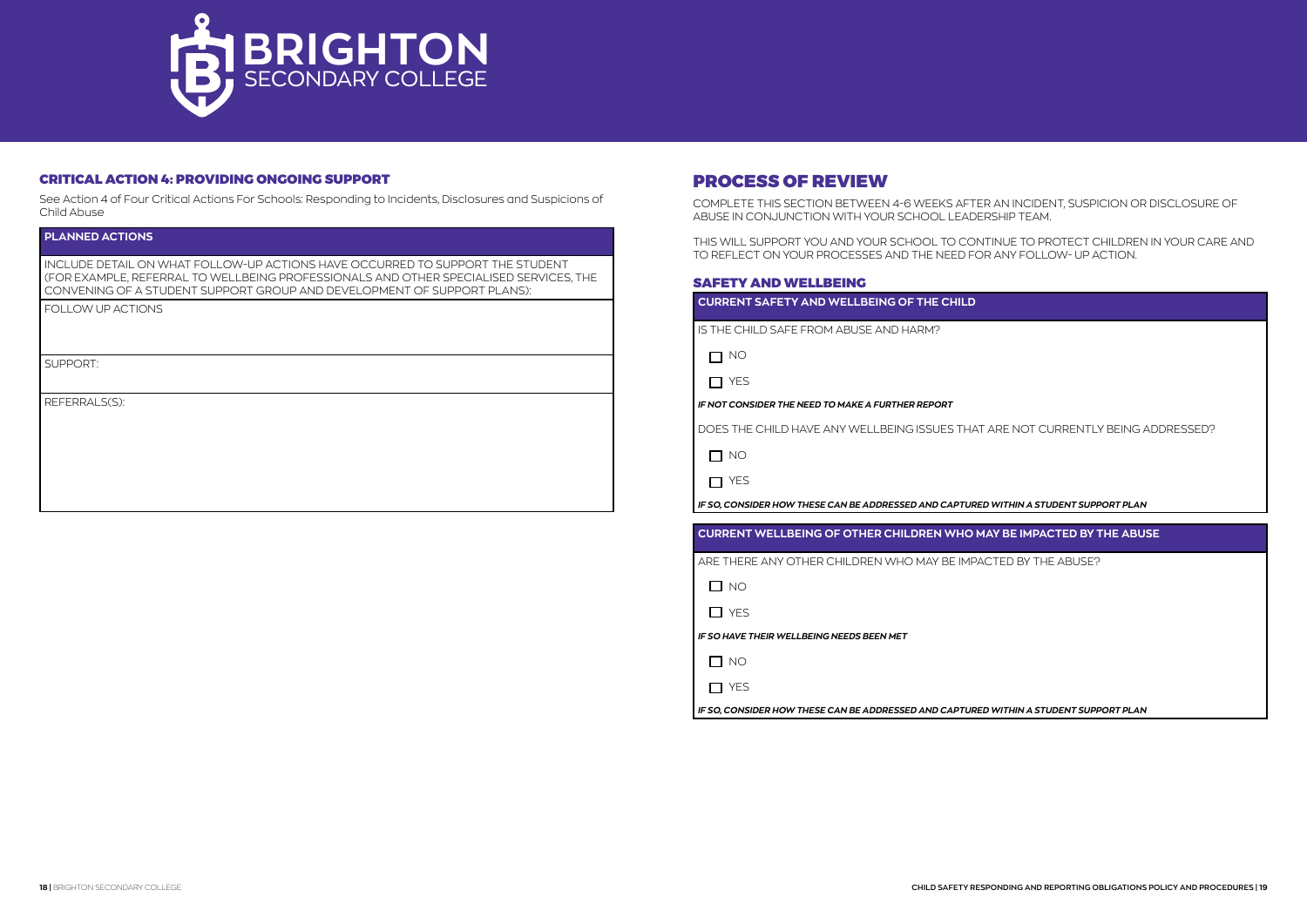## CRITICAL ACTION 4: PROVIDING ONGOING SUPPORT

See Action 4 of Four Critical Actions For Schools: Responding to Incidents, Disclosures and Suspicions of Child Abuse

| PLANNED ACTIONS |
|---|
| INCLUDE DETAIL ON WHAT FOLLOW-UP ACTIONS HAVE OCCURRED TO SUPPORT THE STUDENT (FOR EXAMPLE, REFERRAL TO WELLBEING PROFESSIONALS AND OTHER SPECIALISED SERVICES, THE CONVENING OF A STUDENT SUPPORT GROUP AND DEVELOPMENT OF SUPPORT PLANS): |
| FOLLOW UP ACTIONS |
| SUPPORT: |
| REFERRALS(S): |

## PROCESS OF REVIEW

COMPLETE THIS SECTION BETWEEN 4-6 WEEKS AFTER AN INCIDENT, SUSPICION OR DISCLOSURE OF ABUSE IN CONJUNCTION WITH YOUR SCHOOL LEADERSHIP TEAM.

THIS WILL SUPPORT YOU AND YOUR SCHOOL TO CONTINUE TO PROTECT CHILDREN IN YOUR CARE AND TO REFLECT ON YOUR PROCESSES AND THE NEED FOR ANY FOLLOW- UP ACTION.

### SAFETY AND WELLBEING

**CURRENT SAFETY AND WELLBEING OF THE CHILD**

IS THE CHILD SAFE FROM ABUSE AND HARM?

☐ NO

☐ YES

***IF NOT CONSIDER THE NEED TO MAKE A FURTHER REPORT***

DOES THE CHILD HAVE ANY WELLBEING ISSUES THAT ARE NOT CURRENTLY BEING ADDRESSED?

☐ NO

☐ YES

***IF SO, CONSIDER HOW THESE CAN BE ADDRESSED AND CAPTURED WITHIN A STUDENT SUPPORT PLAN***

**CURRENT WELLBEING OF OTHER CHILDREN WHO MAY BE IMPACTED BY THE ABUSE**

ARE THERE ANY OTHER CHILDREN WHO MAY BE IMPACTED BY THE ABUSE?

☐ NO

☐ YES

***IF SO HAVE THEIR WELLBEING NEEDS BEEN MET***

☐ NO

☐ YES

***IF SO, CONSIDER HOW THESE CAN BE ADDRESSED AND CAPTURED WITHIN A STUDENT SUPPORT PLAN***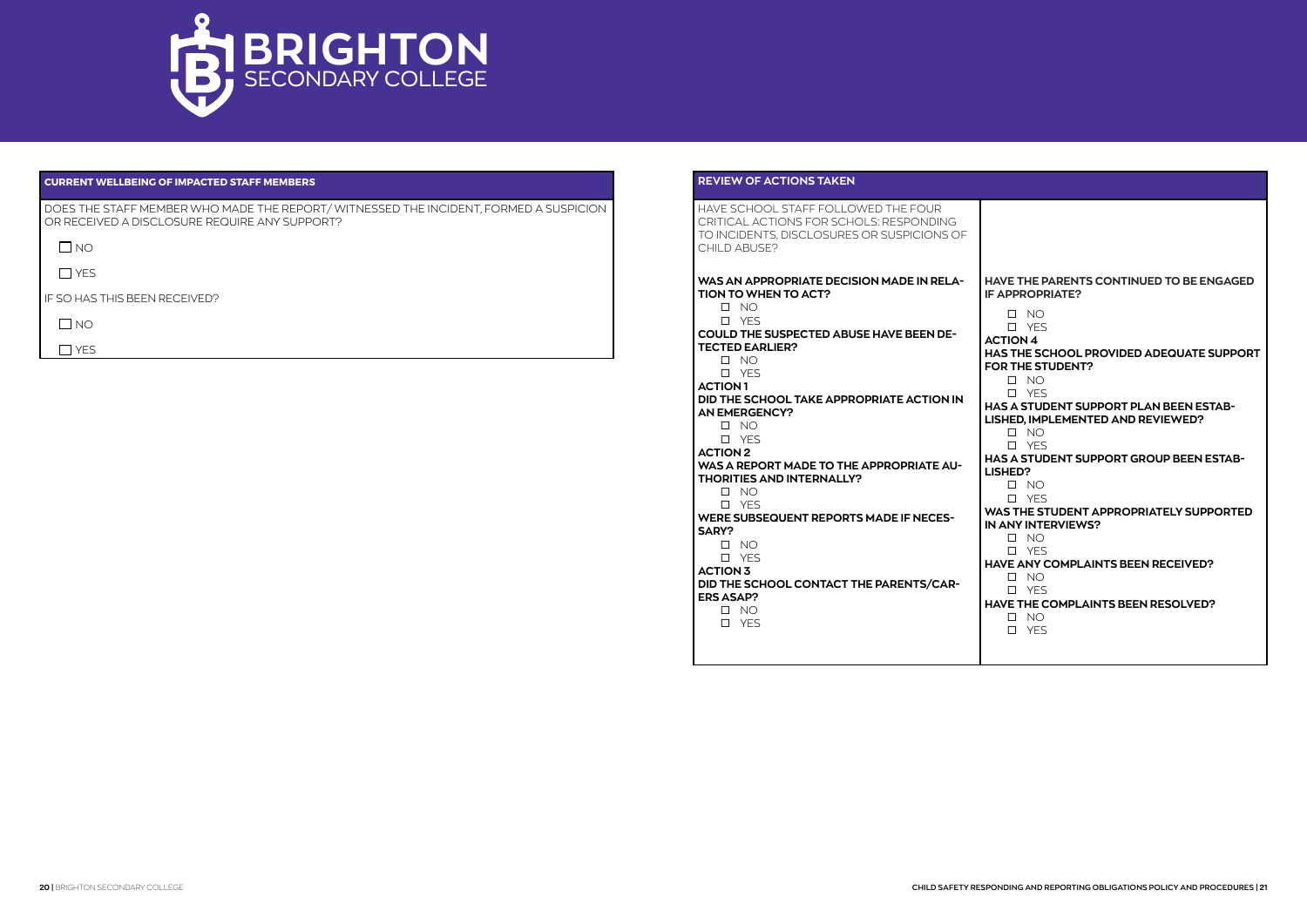## CURRENT WELLBEING OF IMPACTED STAFF MEMBERS

DOES THE STAFF MEMBER WHO MADE THE REPORT/ WITNESSED THE INCIDENT, FORMED A SUSPICION OR RECEIVED A DISCLOSURE REQUIRE ANY SUPPORT?

- ☐ NO
- ☐ YES

IF SO HAS THIS BEEN RECEIVED?

- ☐ NO
- ☐ YES

## REVIEW OF ACTIONS TAKEN

HAVE SCHOOL STAFF FOLLOWED THE FOUR CRITICAL ACTIONS FOR SCHOLS: RESPONDING TO INCIDENTS, DISCLOSURES OR SUSPICIONS OF CHILD ABUSE?

**WAS AN APPROPRIATE DECISION MADE IN RELATION TO WHEN TO ACT?**

- ☐ NO
- ☐ YES

**COULD THE SUSPECTED ABUSE HAVE BEEN DETECTED EARLIER?**

- ☐ NO
- ☐ YES

**ACTION 1**

**DID THE SCHOOL TAKE APPROPRIATE ACTION IN AN EMERGENCY?**

- ☐ NO
- ☐ YES

**ACTION 2**

**WAS A REPORT MADE TO THE APPROPRIATE AUTHORITIES AND INTERNALLY?**

- ☐ NO
- ☐ YES

**WERE SUBSEQUENT REPORTS MADE IF NECESSARY?**

- ☐ NO
- ☐ YES

**ACTION 3**

**DID THE SCHOOL CONTACT THE PARENTS/CARERS ASAP?**

- ☐ NO
- ☐ YES

**HAVE THE PARENTS CONTINUED TO BE ENGAGED IF APPROPRIATE?**

- ☐ NO
- ☐ YES

**ACTION 4**

**HAS THE SCHOOL PROVIDED ADEQUATE SUPPORT FOR THE STUDENT?**

- ☐ NO
- ☐ YES

**HAS A STUDENT SUPPORT PLAN BEEN ESTABLISHED, IMPLEMENTED AND REVIEWED?**

- ☐ NO
- ☐ YES

**HAS A STUDENT SUPPORT GROUP BEEN ESTABLISHED?**

- ☐ NO
- ☐ YES

**WAS THE STUDENT APPROPRIATELY SUPPORTED IN ANY INTERVIEWS?**

- ☐ NO
- ☐ YES

**HAVE ANY COMPLAINTS BEEN RECEIVED?**

- ☐ NO
- ☐ YES

**HAVE THE COMPLAINTS BEEN RESOLVED?**

- ☐ NO
- ☐ YES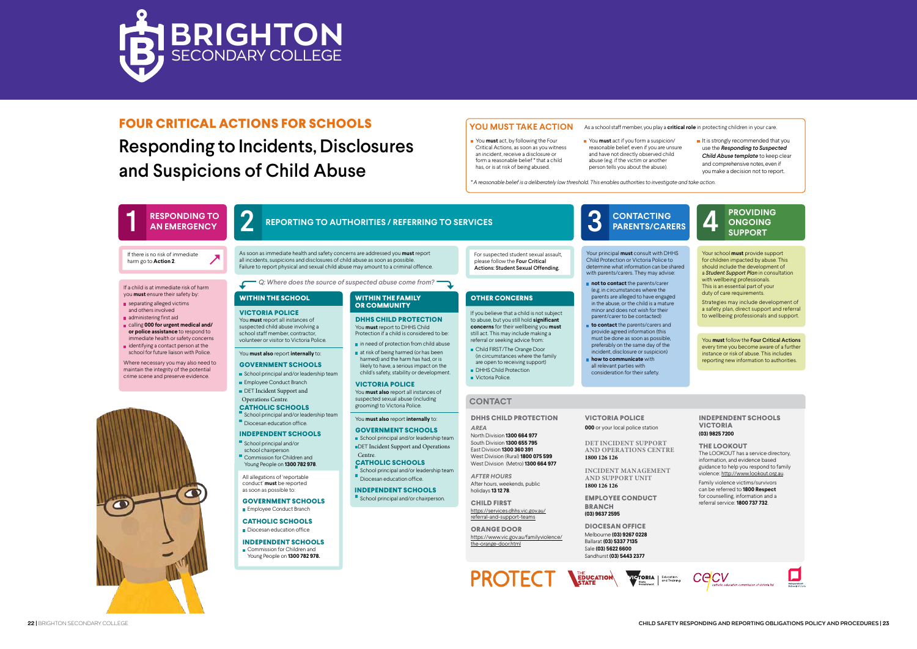# FOUR CRITICAL ACTIONS FOR SCHOOLS

## Responding to Incidents, Disclosures and Suspicions of Child Abuse

### YOU MUST TAKE ACTION

As a school staff member, you play a **critical role** in protecting children in your care.

- You **must** act, by following the Four Critical Actions, as soon as you witness an incident, receive a disclosure or form a reasonable belief* that a child has, or is at risk of being abused.
- You **must** act if you form a suspicion/reasonable belief, even if you are unsure and have not directly observed child abuse (e.g. if the victim or another person tells you about the abuse).
- It is strongly recommended that you use the ***Responding to Suspected Child Abuse template*** to keep clear and comprehensive notes, even if you make a decision not to report.

*\* A reasonable belief is a deliberately low threshold. This enables authorities to investigate and take action.*

## 1 RESPONDING TO AN EMERGENCY

If there is no risk of immediate harm go to **Action 2**

If a child is at immediate risk of harm you **must** ensure their safety by:

- separating alleged victims and others involved
- administering first aid
- calling **000 for urgent medical and/or police assistance** to respond to immediate health or safety concerns
- identifying a contact person at the school for future liaison with Police.

Where necessary you may also need to maintain the integrity of the potential crime scene and preserve evidence.

## 2 REPORTING TO AUTHORITIES / REFERRING TO SERVICES

As soon as immediate health and safety concerns are addressed you **must** report all incidents, suspicions and disclosures of child abuse as soon as possible. Failure to report physical and sexual child abuse may amount to a criminal offence.

For suspected student sexual assault, please follow the **Four Critical Actions: Student Sexual Offending.**

*Q: Where does the source of suspected abuse come from?*

### WITHIN THE SCHOOL

**VICTORIA POLICE**

You **must** report all instances of suspected child abuse involving a school staff member, contractor, volunteer or visitor to Victoria Police.

You **must also** report **internally** to:

**GOVERNMENT SCHOOLS**
- School principal and/or leadership team
- Employee Conduct Branch
- DET Incident Support and Operations Centre.

**CATHOLIC SCHOOLS**
- School principal and/or leadership team
- Diocesan education office.

**INDEPENDENT SCHOOLS**
- School principal and/or school chairperson
- Commission for Children and Young People on **1300 782 978**.

All allegations of 'reportable conduct' **must** be reported as soon as possible to:

**GOVERNMENT SCHOOLS**
- Employee Conduct Branch

**CATHOLIC SCHOOLS**
- Diocesan education office

**INDEPENDENT SCHOOLS**
- Commission for Children and Young People on **1300 782 978.**

### WITHIN THE FAMILY OR COMMUNITY

**DHHS CHILD PROTECTION**

You **must** report to DHHS Child Protection if a child is considered to be:

- in need of protection from child abuse
- at risk of being harmed (or has been harmed) and the harm has had, or is likely to have, a serious impact on the child's safety, stability or development.

**VICTORIA POLICE**

You **must also** report all instances of suspected sexual abuse (including grooming) to Victoria Police.

You **must also** report **internally** to:

**GOVERNMENT SCHOOLS**
- School principal and/or leadership team
- DET Incident Support and Operations Centre.

**CATHOLIC SCHOOLS**
- School principal and/or leadership team
- Diocesan education office.

**INDEPENDENT SCHOOLS**
- School principal and/or chairperson.

### OTHER CONCERNS

If you believe that a child is not subject to abuse, but you still hold **significant concerns** for their wellbeing you **must** still act. This may include making a referral or seeking advice from:

- Child FIRST/The Orange Door (in circumstances where the family are open to receiving support)
- DHHS Child Protection
- Victoria Police.

## 3 CONTACTING PARENTS/CARERS

Your principal **must** consult with DHHS Child Protection or Victoria Police to determine what information can be shared with parents/carers. They may advise:

- **not to contact** the parents/carer (e.g. in circumstances where the parents are alleged to have engaged in the abuse, or the child is a mature minor and does not wish for their parent/carer to be contacted)
- **to contact** the parents/carers and provide agreed information (this must be done as soon as possible, preferably on the same day of the incident, disclosure or suspicion)
- **how to communicate** with all relevant parties with consideration for their safety.

## 4 PROVIDING ONGOING SUPPORT

Your school **must** provide support for children impacted by abuse. This should include the development of a ***Student Support Plan*** in consultation with wellbeing professionals. This is an essential part of your duty of care requirements.

Strategies may include development of a safety plan, direct support and referral to wellbeing professionals and support.

You **must** follow the **Four Critical Actions** every time you become aware of a further instance or risk of abuse. This includes reporting new information to authorities.

## CONTACT

**DHHS CHILD PROTECTION**

*AREA*
North Division **1300 664 977**
South Division **1300 655 795**
East Division **1300 360 391**
West Division (Rural) **1800 075 599**
West Division (Metro) **1300 664 977**

*AFTER HOURS*
After hours, weekends, public holidays **13 12 78**.

**CHILD FIRST**
https://services.dhhs.vic.gov.au/referral-and-support-teams

**ORANGE DOOR**
https://www.vic.gov.au/familyviolence/the-orange-door.html

**VICTORIA POLICE**
**000** or your local police station

**DET INCIDENT SUPPORT AND OPERATIONS CENTRE**
**1800 126 126**

**INCIDENT MANAGEMENT AND SUPPORT UNIT**
**1800 126 126**

**EMPLOYEE CONDUCT BRANCH**
**(03) 9637 2595**

**DIOCESAN OFFICE**
Melbourne **(03) 9267 0228**
Ballarat **(03) 5337 7135**
Sale **(03) 5622 6600**
Sandhurst **(03) 5443 2377**

**INDEPENDENT SCHOOLS VICTORIA**
**(03) 9825 7200**

**THE LOOKOUT**
The LOOKOUT has a service directory, information, and evidence based guidance to help you respond to family violence: http://www.lookout.org.au.

Family violence victims/survivors can be referred to **1800 Respect** for counselling, information and a referral service: **1800 737 732**.

PROTECT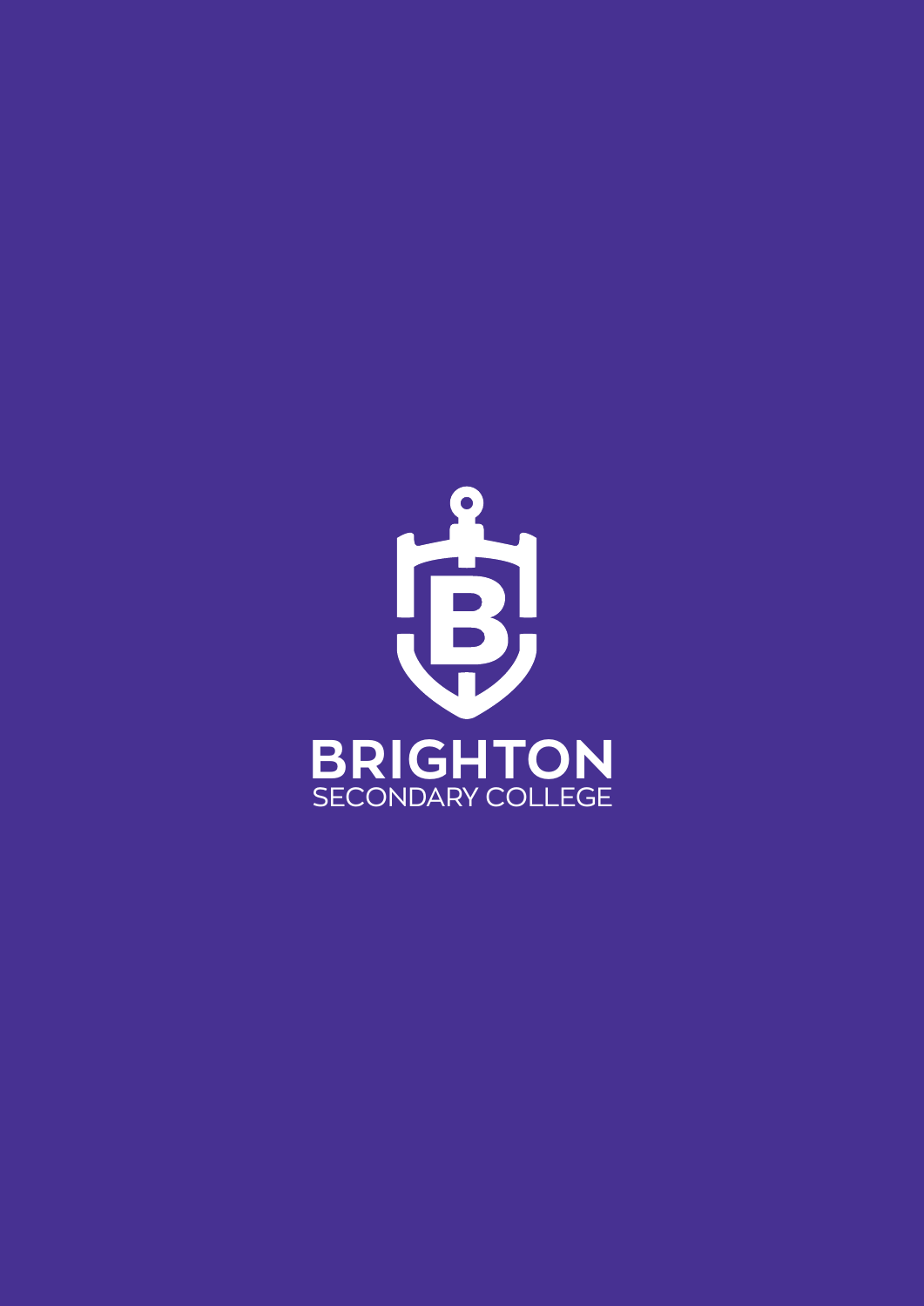BRIGHTON

SECONDARY COLLEGE